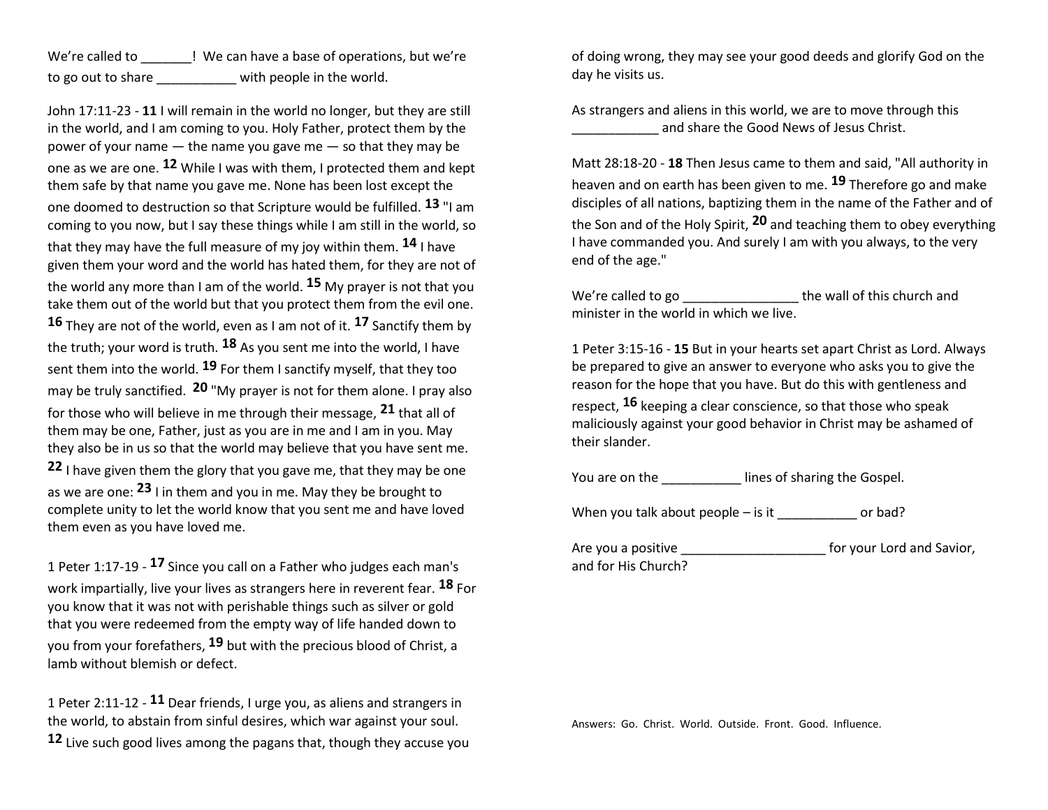We're called to _______!  We can have a base of operations, but we're to go out to share ___________ with people in the world.

John 17:11-23 - **11** I will remain in the world no longer, but they are still in the world, and I am coming to you. Holy Father, protect them by the power of your name — the name you gave me — so that they may be one as we are one. **12** While I was with them, I protected them and kept them safe by that name you gave me. None has been lost except the one doomed to destruction so that Scripture would be fulfilled. **13** "I am coming to you now, but I say these things while I am still in the world, so that they may have the full measure of my joy within them. **14** I have given them your word and the world has hated them, for they are not of the world any more than I am of the world. **15** My prayer is not that you take them out of the world but that you protect them from the evil one. **16** They are not of the world, even as I am not of it. **17** Sanctify them by the truth; your word is truth. **18** As you sent me into the world, I have sent them into the world. **19** For them I sanctify myself, that they too may be truly sanctified. **20** "My prayer is not for them alone. I pray also for those who will believe in me through their message, **21** that all of them may be one, Father, just as you are in me and I am in you. May they also be in us so that the world may believe that you have sent me. **22** I have given them the glory that you gave me, that they may be one as we are one: **23** I in them and you in me. May they be brought to complete unity to let the world know that you sent me and have loved them even as you have loved me.

1 Peter 1:17-19 - **17** Since you call on a Father who judges each man's work impartially, live your lives as strangers here in reverent fear. **18** For you know that it was not with perishable things such as silver or gold that you were redeemed from the empty way of life handed down to you from your forefathers, **19** but with the precious blood of Christ, a lamb without blemish or defect.

1 Peter 2:11-12 - **11** Dear friends, I urge you, as aliens and strangers in the world, to abstain from sinful desires, which war against your soul. **12** Live such good lives among the pagans that, though they accuse you of doing wrong, they may see your good deeds and glorify God on the day he visits us.

As strangers and aliens in this world, we are to move through this ____________ and share the Good News of Jesus Christ.

Matt 28:18-20 - **18** Then Jesus came to them and said, "All authority in heaven and on earth has been given to me. **19** Therefore go and make disciples of all nations, baptizing them in the name of the Father and of the Son and of the Holy Spirit, **20** and teaching them to obey everything I have commanded you. And surely I am with you always, to the very end of the age."

We're called to go ________________ the wall of this church and minister in the world in which we live.

1 Peter 3:15-16 - **15** But in your hearts set apart Christ as Lord. Always be prepared to give an answer to everyone who asks you to give the reason for the hope that you have. But do this with gentleness and respect, **16** keeping a clear conscience, so that those who speak maliciously against your good behavior in Christ may be ashamed of their slander.

You are on the ___________ lines of sharing the Gospel.

When you talk about people – is it ___________ or bad?

Are you a positive ____________________ for your Lord and Savior, and for His Church?

Answers: Go. Christ. World. Outside. Front. Good. Influence.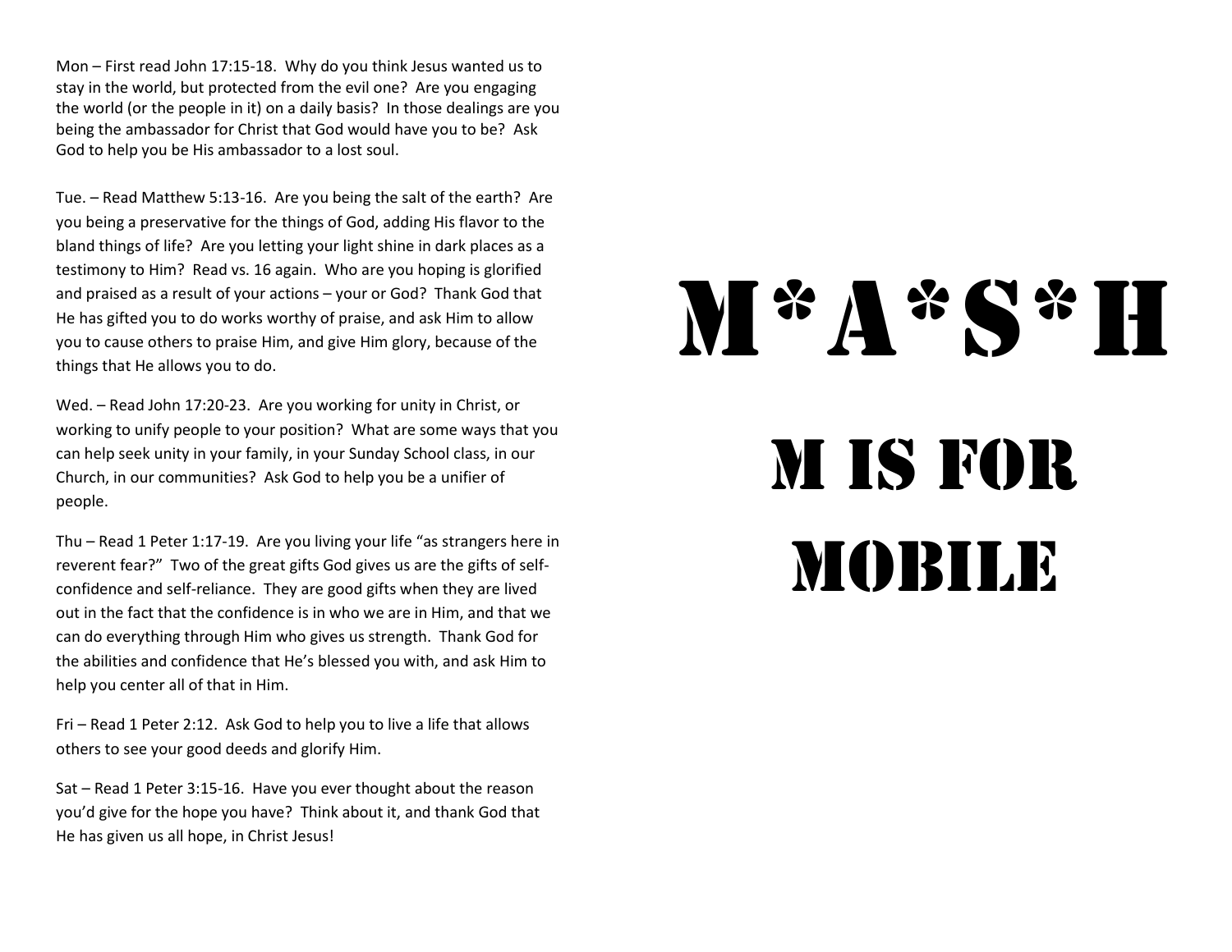Mon – First read John 17:15-18. Why do you think Jesus wanted us to stay in the world, but protected from the evil one? Are you engaging the world (or the people in it) on a daily basis? In those dealings are you being the ambassador for Christ that God would have you to be? Ask God to help you be His ambassador to a lost soul.

Tue. – Read Matthew 5:13-16. Are you being the salt of the earth? Are you being a preservative for the things of God, adding His flavor to the bland things of life? Are you letting your light shine in dark places as a testimony to Him? Read vs. 16 again. Who are you hoping is glorified and praised as a result of your actions – your or God? Thank God that He has gifted you to do works worthy of praise, and ask Him to allow you to cause others to praise Him, and give Him glory, because of the things that He allows you to do.

Wed. – Read John 17:20-23. Are you working for unity in Christ, or working to unify people to your position? What are some ways that you can help seek unity in your family, in your Sunday School class, in our Church, in our communities? Ask God to help you be a unifier of people.

Thu – Read 1 Peter 1:17-19. Are you living your life "as strangers here in reverent fear?" Two of the great gifts God gives us are the gifts of self-confidence and self-reliance. They are good gifts when they are lived out in the fact that the confidence is in who we are in Him, and that we can do everything through Him who gives us strength. Thank God for the abilities and confidence that He's blessed you with, and ask Him to help you center all of that in Him.

Fri – Read 1 Peter 2:12. Ask God to help you to live a life that allows others to see your good deeds and glorify Him.

Sat – Read 1 Peter 3:15-16. Have you ever thought about the reason you'd give for the hope you have? Think about it, and thank God that He has given us all hope, in Christ Jesus!

# M*A*S*H

## M is for Mobile